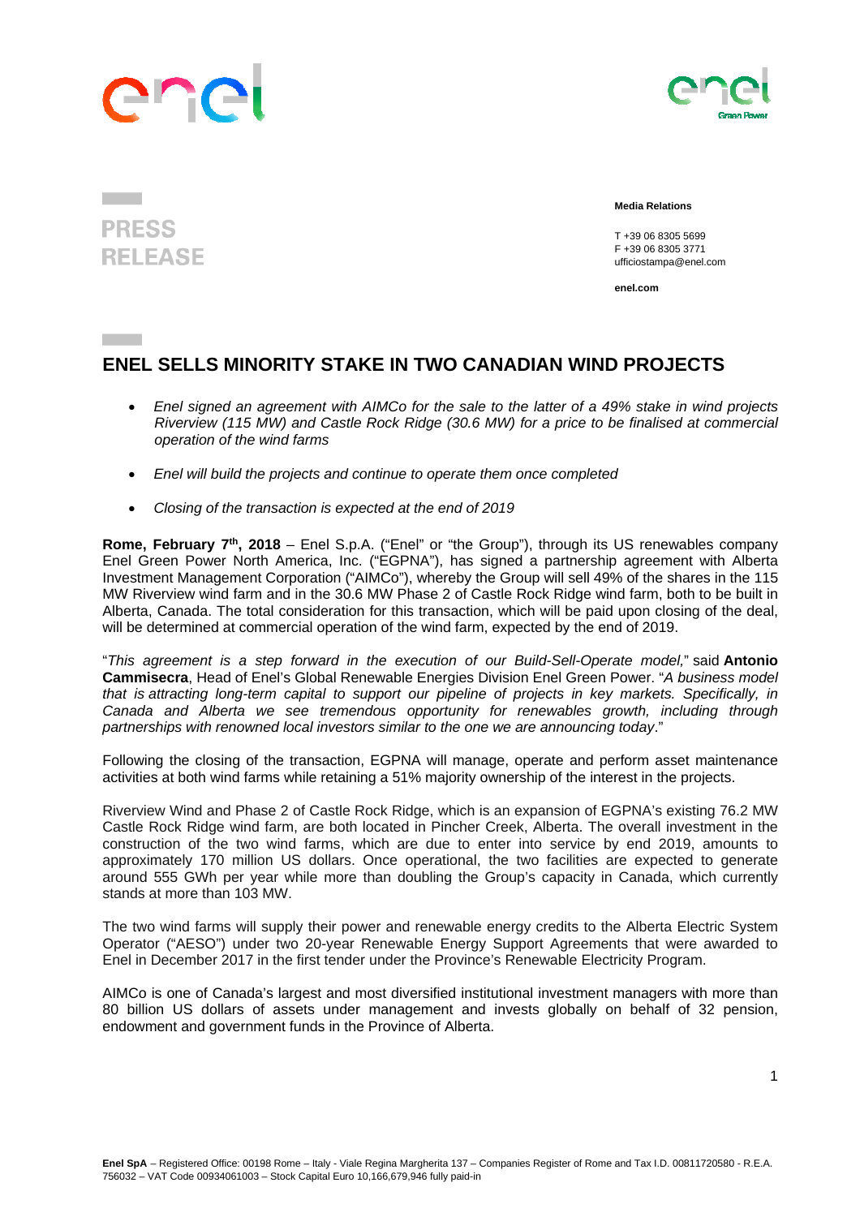PRESS RELEASE

**Media Relations**

T +39 06 8305 5699
F +39 06 8305 3771
ufficiostampa@enel.com

**enel.com**

# ENEL SELLS MINORITY STAKE IN TWO CANADIAN WIND PROJECTS

- *Enel signed an agreement with AIMCo for the sale to the latter of a 49% stake in wind projects Riverview (115 MW) and Castle Rock Ridge (30.6 MW) for a price to be finalised at commercial operation of the wind farms*
- *Enel will build the projects and continue to operate them once completed*
- *Closing of the transaction is expected at the end of 2019*

**Rome, February 7th, 2018** – Enel S.p.A. ("Enel" or "the Group"), through its US renewables company Enel Green Power North America, Inc. ("EGPNA"), has signed a partnership agreement with Alberta Investment Management Corporation ("AIMCo"), whereby the Group will sell 49% of the shares in the 115 MW Riverview wind farm and in the 30.6 MW Phase 2 of Castle Rock Ridge wind farm, both to be built in Alberta, Canada. The total consideration for this transaction, which will be paid upon closing of the deal, will be determined at commercial operation of the wind farm, expected by the end of 2019.

"*This agreement is a step forward in the execution of our Build-Sell-Operate model,*" said **Antonio Cammisecra**, Head of Enel's Global Renewable Energies Division Enel Green Power. "*A business model that is attracting long-term capital to support our pipeline of projects in key markets. Specifically, in Canada and Alberta we see tremendous opportunity for renewables growth, including through partnerships with renowned local investors similar to the one we are announcing today*."

Following the closing of the transaction, EGPNA will manage, operate and perform asset maintenance activities at both wind farms while retaining a 51% majority ownership of the interest in the projects.

Riverview Wind and Phase 2 of Castle Rock Ridge, which is an expansion of EGPNA's existing 76.2 MW Castle Rock Ridge wind farm, are both located in Pincher Creek, Alberta. The overall investment in the construction of the two wind farms, which are due to enter into service by end 2019, amounts to approximately 170 million US dollars. Once operational, the two facilities are expected to generate around 555 GWh per year while more than doubling the Group's capacity in Canada, which currently stands at more than 103 MW.

The two wind farms will supply their power and renewable energy credits to the Alberta Electric System Operator ("AESO") under two 20-year Renewable Energy Support Agreements that were awarded to Enel in December 2017 in the first tender under the Province's Renewable Electricity Program.

AIMCo is one of Canada's largest and most diversified institutional investment managers with more than 80 billion US dollars of assets under management and invests globally on behalf of 32 pension, endowment and government funds in the Province of Alberta.

**Enel SpA** – Registered Office: 00198 Rome – Italy - Viale Regina Margherita 137 – Companies Register of Rome and Tax I.D. 00811720580 - R.E.A. 756032 – VAT Code 00934061003 – Stock Capital Euro 10,166,679,946 fully paid-in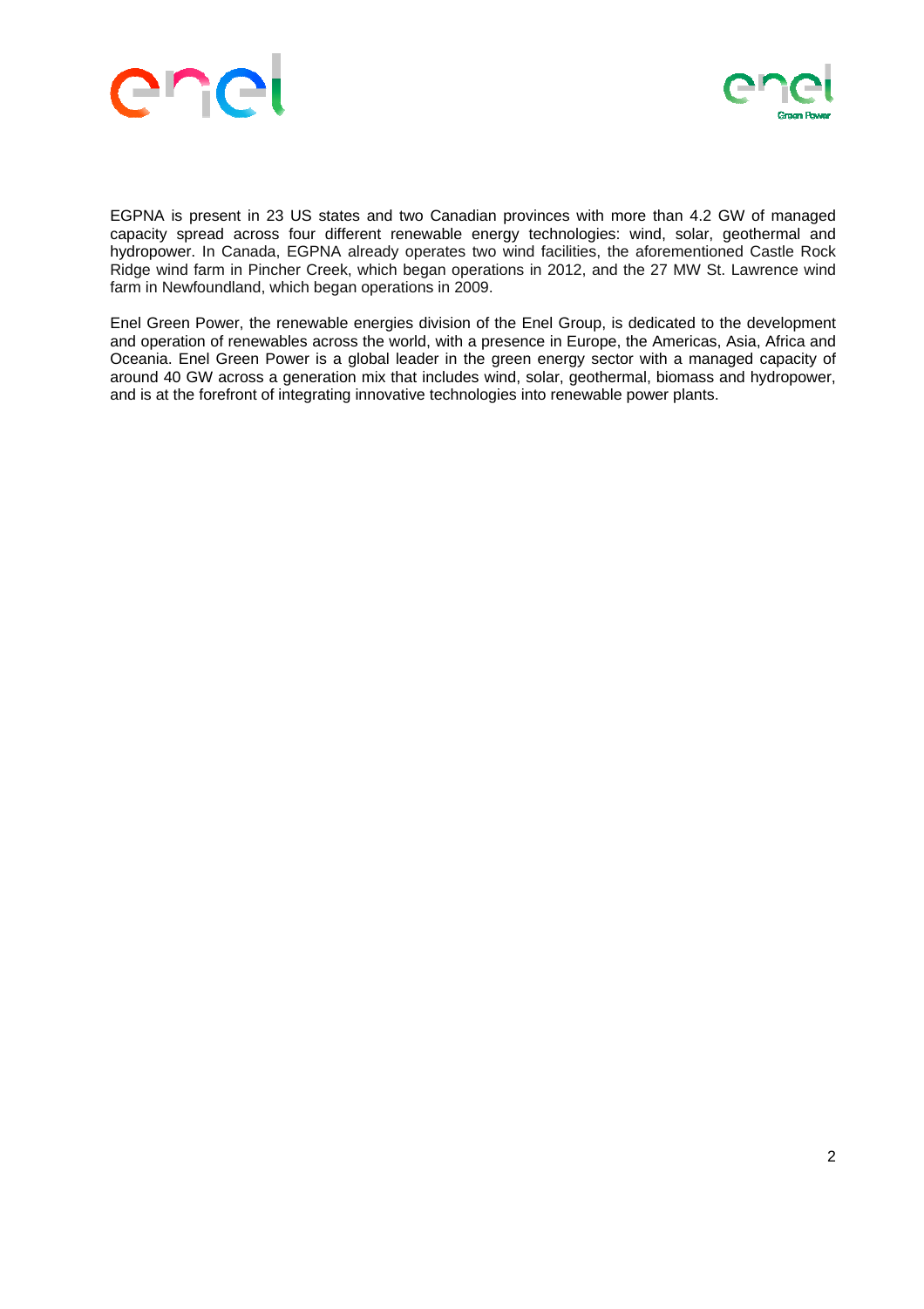EGPNA is present in 23 US states and two Canadian provinces with more than 4.2 GW of managed capacity spread across four different renewable energy technologies: wind, solar, geothermal and hydropower. In Canada, EGPNA already operates two wind facilities, the aforementioned Castle Rock Ridge wind farm in Pincher Creek, which began operations in 2012, and the 27 MW St. Lawrence wind farm in Newfoundland, which began operations in 2009.

Enel Green Power, the renewable energies division of the Enel Group, is dedicated to the development and operation of renewables across the world, with a presence in Europe, the Americas, Asia, Africa and Oceania. Enel Green Power is a global leader in the green energy sector with a managed capacity of around 40 GW across a generation mix that includes wind, solar, geothermal, biomass and hydropower, and is at the forefront of integrating innovative technologies into renewable power plants.